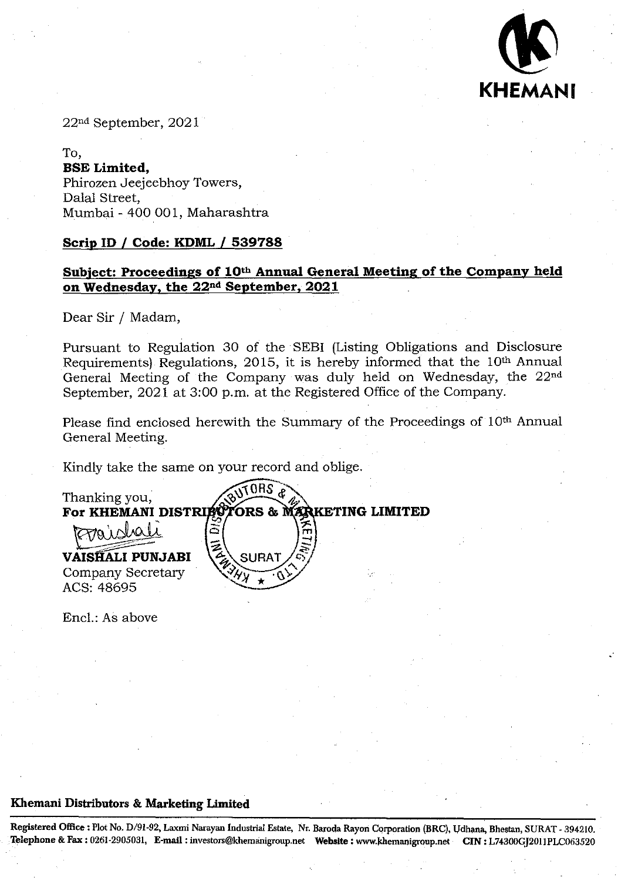KHEMANI

22nd September, 2021

To,
**BSE Limited,**
Phirozen Jeejeebhoy Towers,
Dalal Street,
Mumbai - 400 001, Maharashtra

**Scrip ID / Code: KDML / 539788**

**Subject: Proceedings of 10th Annual General Meeting of the Company held on Wednesday, the 22nd September, 2021**

Dear Sir / Madam,

Pursuant to Regulation 30 of the SEBI (Listing Obligations and Disclosure Requirements) Regulations, 2015, it is hereby informed that the 10th Annual General Meeting of the Company was duly held on Wednesday, the 22nd September, 2021 at 3:00 p.m. at the Registered Office of the Company.

Please find enclosed herewith the Summary of the Proceedings of 10th Annual General Meeting.

Kindly take the same on your record and oblige.

Thanking you,
**For KHEMANI DISTRIBUTORS & MARKETING LIMITED**

**VAISHALI PUNJABI**
Company Secretary
ACS: 48695

Encl.: As above

**Khemani Distributors & Marketing Limited**

**Registered Office :** Plot No. D/91-92, Laxmi Narayan Industrial Estate, Nr. Baroda Rayon Corporation (BRC), Udhana, Bhestan, SURAT - 394210.
**Telephone & Fax :** 0261-2905031, **E-mail :** investors@khemanigroup.net **Website :** www.khemanigroup.net **CIN :** L74300GJ2011PLC063520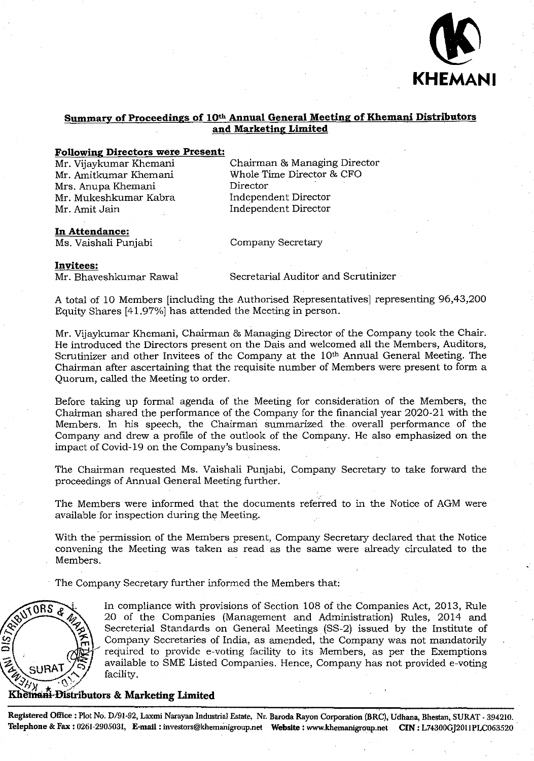KHEMANI

**Summary of Proceedings of 10th Annual General Meeting of Khemani Distributors and Marketing Limited**

**Following Directors were Present:**

| | |
|---|---|
| Mr. Vijaykumar Khemani | Chairman & Managing Director |
| Mr. Amitkumar Khemani | Whole Time Director & CFO |
| Mrs. Anupa Khemani | Director |
| Mr. Mukeshkumar Kabra | Independent Director |
| Mr. Amit Jain | Independent Director |

**In Attendance:**

| | |
|---|---|
| Ms. Vaishali Punjabi | Company Secretary |

**Invitees:**

| | |
|---|---|
| Mr. Bhaveshkumar Rawal | Secretarial Auditor and Scrutinizer |

A total of 10 Members [including the Authorised Representatives] representing 96,43,200 Equity Shares [41.97%] has attended the Meeting in person.

Mr. Vijaykumar Khemani, Chairman & Managing Director of the Company took the Chair. He introduced the Directors present on the Dais and welcomed all the Members, Auditors, Scrutinizer and other Invitees of the Company at the 10th Annual General Meeting. The Chairman after ascertaining that the requisite number of Members were present to form a Quorum, called the Meeting to order.

Before taking up formal agenda of the Meeting for consideration of the Members, the Chairman shared the performance of the Company for the financial year 2020-21 with the Members. In his speech, the Chairman summarized the overall performance of the Company and drew a profile of the outlook of the Company. He also emphasized on the impact of Covid-19 on the Company's business.

The Chairman requested Ms. Vaishali Punjabi, Company Secretary to take forward the proceedings of Annual General Meeting further.

The Members were informed that the documents referred to in the Notice of AGM were available for inspection during the Meeting.

With the permission of the Members present, Company Secretary declared that the Notice convening the Meeting was taken as read as the same were already circulated to the Members.

The Company Secretary further informed the Members that:

i. In compliance with provisions of Section 108 of the Companies Act, 2013, Rule 20 of the Companies (Management and Administration) Rules, 2014 and Secretarial Standards on General Meetings (SS-2) issued by the Institute of Company Secretaries of India, as amended, the Company was not mandatorily required to provide e-voting facility to its Members, as per the Exemptions available to SME Listed Companies. Hence, Company has not provided e-voting facility.

**Khemani Distributors & Marketing Limited**

Registered Office : Plot No. D/91-92, Laxmi Narayan Industrial Estate, Nr. Baroda Rayon Corporation (BRC), Udhana, Bhestan, SURAT - 394210.
Telephone & Fax : 0261-2905031, E-mail : investors@khemanigroup.net Website : www.khemanigroup.net CIN : L74300GJ2011PLC063520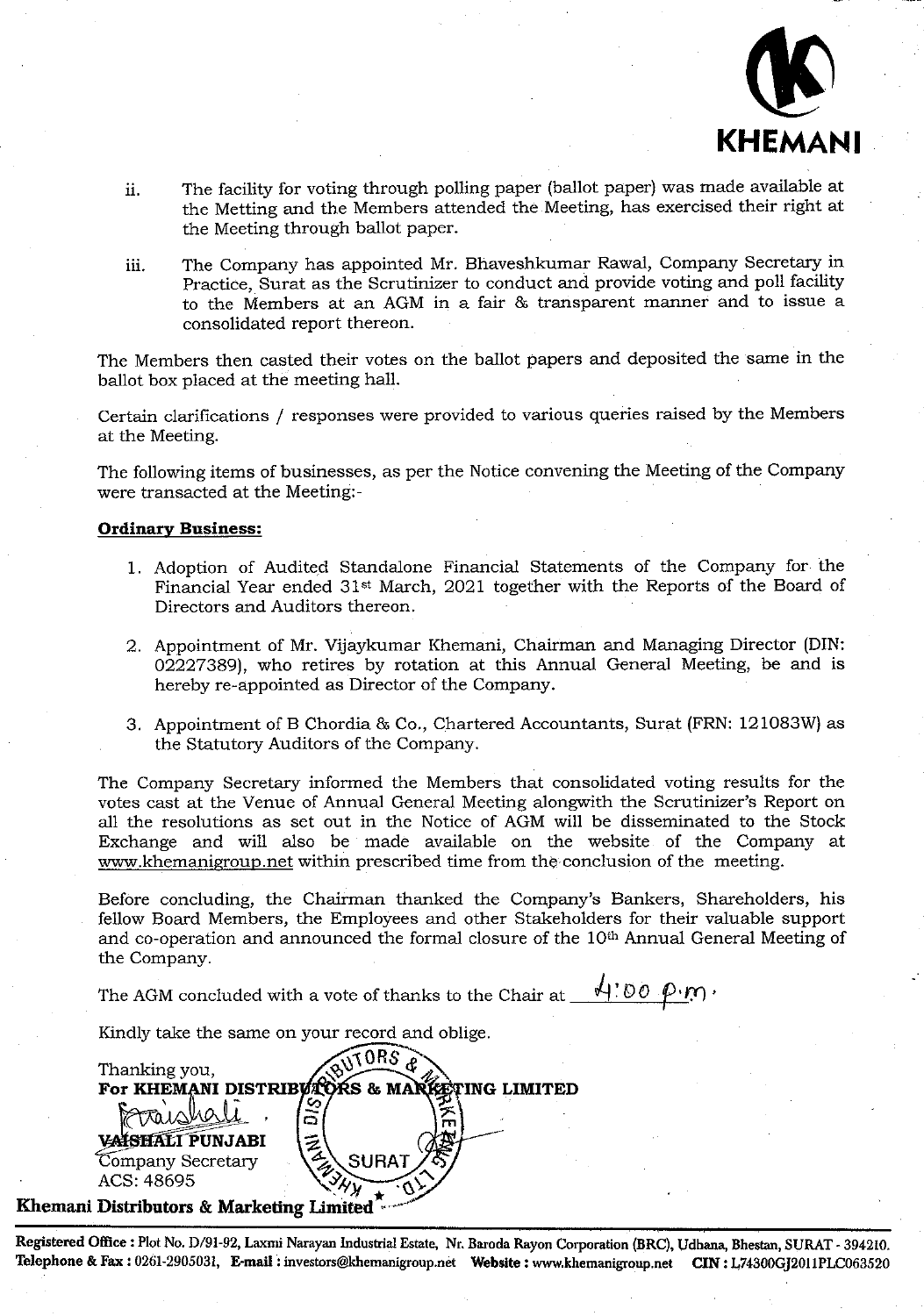ii. The facility for voting through polling paper (ballot paper) was made available at the Metting and the Members attended the Meeting, has exercised their right at the Meeting through ballot paper.

iii. The Company has appointed Mr. Bhaveshkumar Rawal, Company Secretary in Practice, Surat as the Scrutinizer to conduct and provide voting and poll facility to the Members at an AGM in a fair & transparent manner and to issue a consolidated report thereon.

The Members then casted their votes on the ballot papers and deposited the same in the ballot box placed at the meeting hall.

Certain clarifications / responses were provided to various queries raised by the Members at the Meeting.

The following items of businesses, as per the Notice convening the Meeting of the Company were transacted at the Meeting:-

**Ordinary Business:**

1. Adoption of Audited Standalone Financial Statements of the Company for the Financial Year ended 31st March, 2021 together with the Reports of the Board of Directors and Auditors thereon.

2. Appointment of Mr. Vijaykumar Khemani, Chairman and Managing Director (DIN: 02227389), who retires by rotation at this Annual General Meeting, be and is hereby re-appointed as Director of the Company.

3. Appointment of B Chordia & Co., Chartered Accountants, Surat (FRN: 121083W) as the Statutory Auditors of the Company.

The Company Secretary informed the Members that consolidated voting results for the votes cast at the Venue of Annual General Meeting alongwith the Scrutinizer's Report on all the resolutions as set out in the Notice of AGM will be disseminated to the Stock Exchange and will also be made available on the website of the Company at www.khemanigroup.net within prescribed time from the conclusion of the meeting.

Before concluding, the Chairman thanked the Company's Bankers, Shareholders, his fellow Board Members, the Employees and other Stakeholders for their valuable support and co-operation and announced the formal closure of the 10th Annual General Meeting of the Company.

The AGM concluded with a vote of thanks to the Chair at 4:00 p.m.

Kindly take the same on your record and oblige.

Thanking you,
**For KHEMANI DISTRIBUTORS & MARKETING LIMITED**

Vaishali

**VAISHALI PUNJABI**
Company Secretary
ACS: 48695